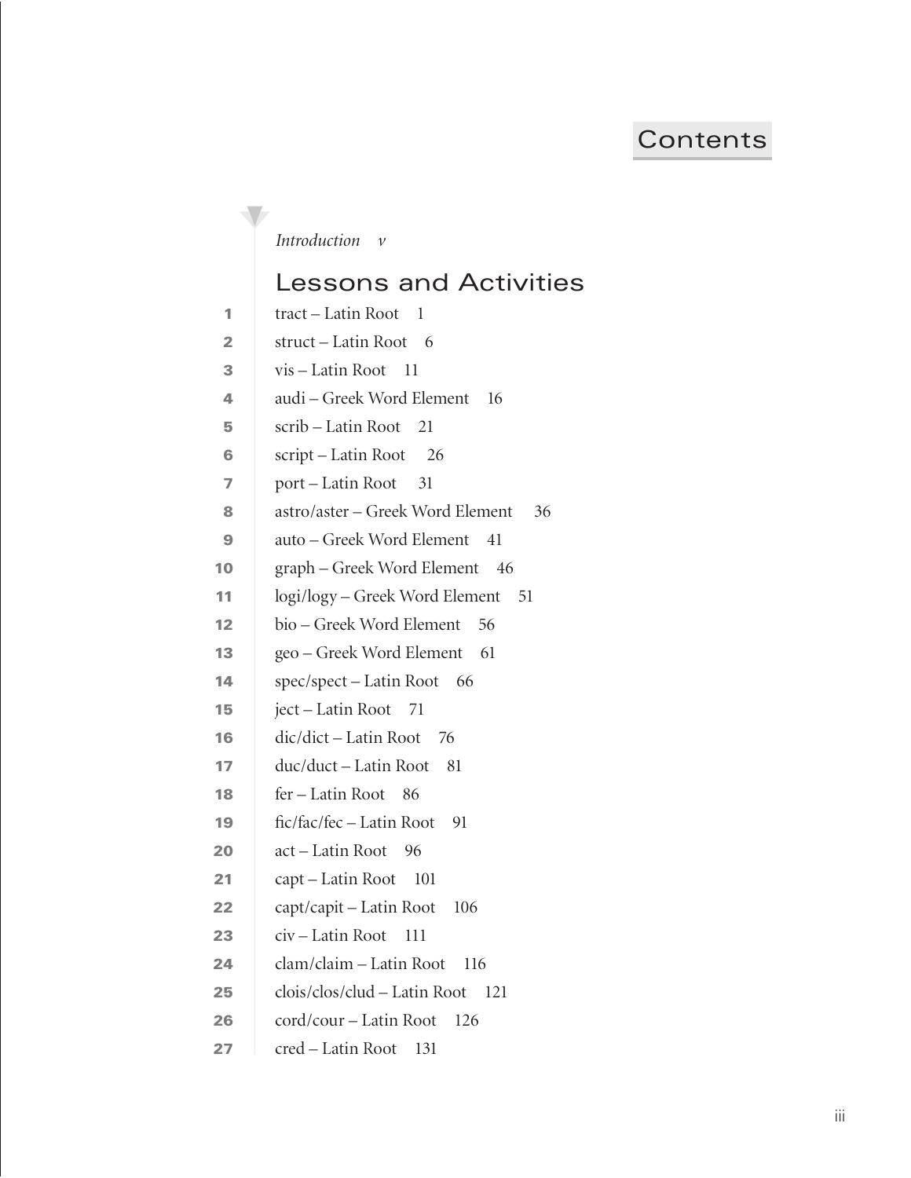# Contents

*Introduction* *v*

## Lessons and Activities

1 tract – Latin Root 1
2 struct – Latin Root 6
3 vis – Latin Root 11
4 audi – Greek Word Element 16
5 scrib – Latin Root 21
6 script – Latin Root 26
7 port – Latin Root 31
8 astro/aster – Greek Word Element 36
9 auto – Greek Word Element 41
10 graph – Greek Word Element 46
11 logi/logy – Greek Word Element 51
12 bio – Greek Word Element 56
13 geo – Greek Word Element 61
14 spec/spect – Latin Root 66
15 ject – Latin Root 71
16 dic/dict – Latin Root 76
17 duc/duct – Latin Root 81
18 fer – Latin Root 86
19 fic/fac/fec – Latin Root 91
20 act – Latin Root 96
21 capt – Latin Root 101
22 capt/capit – Latin Root 106
23 civ – Latin Root 111
24 clam/claim – Latin Root 116
25 clois/clos/clud – Latin Root 121
26 cord/cour – Latin Root 126
27 cred – Latin Root 131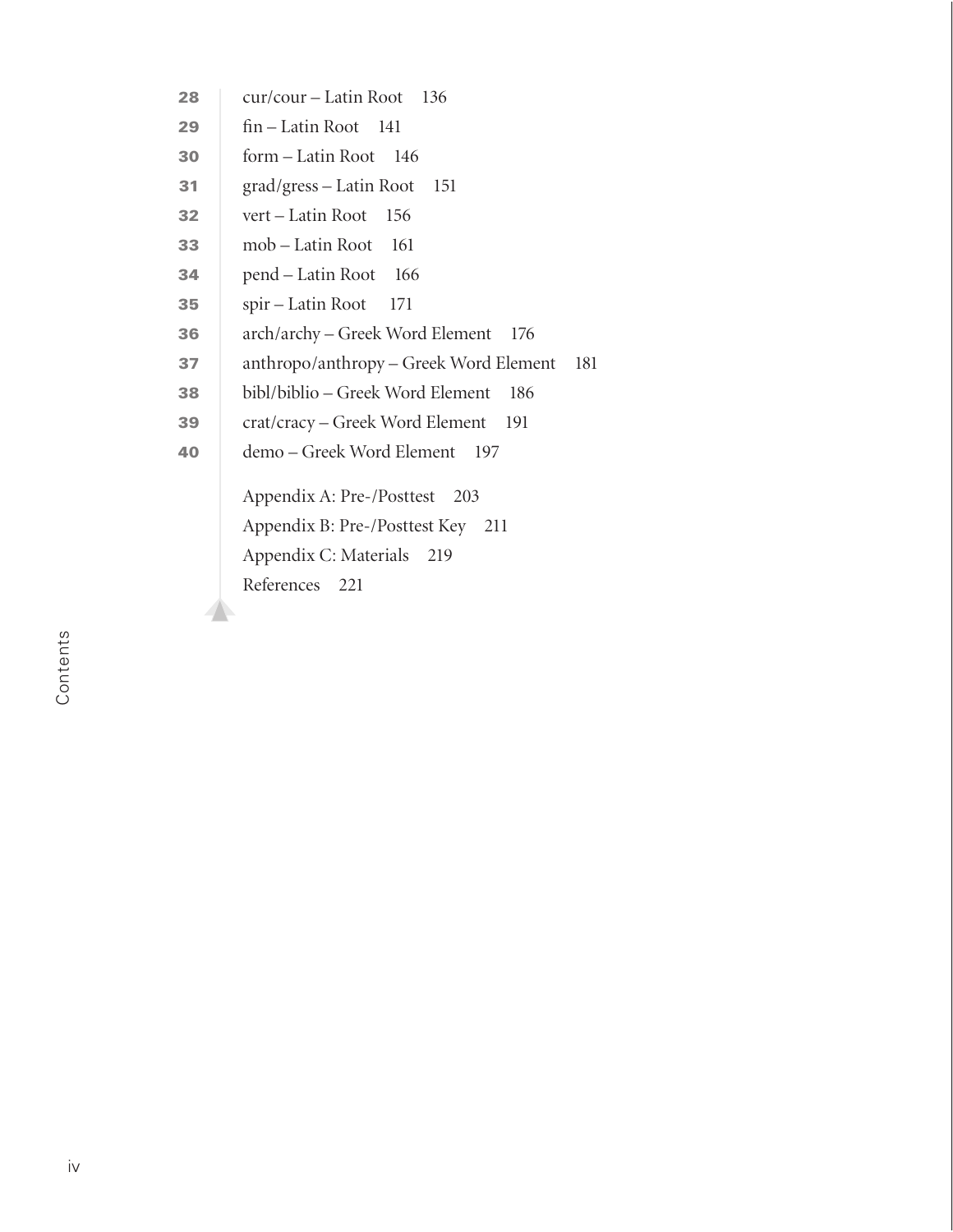28 cur/cour – Latin Root 136

29 fin – Latin Root 141

30 form – Latin Root 146

31 grad/gress – Latin Root 151

32 vert – Latin Root 156

33 mob – Latin Root 161

34 pend – Latin Root 166

35 spir – Latin Root 171

36 arch/archy – Greek Word Element 176

37 anthropo/anthropy – Greek Word Element 181

38 bibl/biblio – Greek Word Element 186

39 crat/cracy – Greek Word Element 191

40 demo – Greek Word Element 197

Appendix A: Pre-/Posttest 203

Appendix B: Pre-/Posttest Key 211

Appendix C: Materials 219

References 221